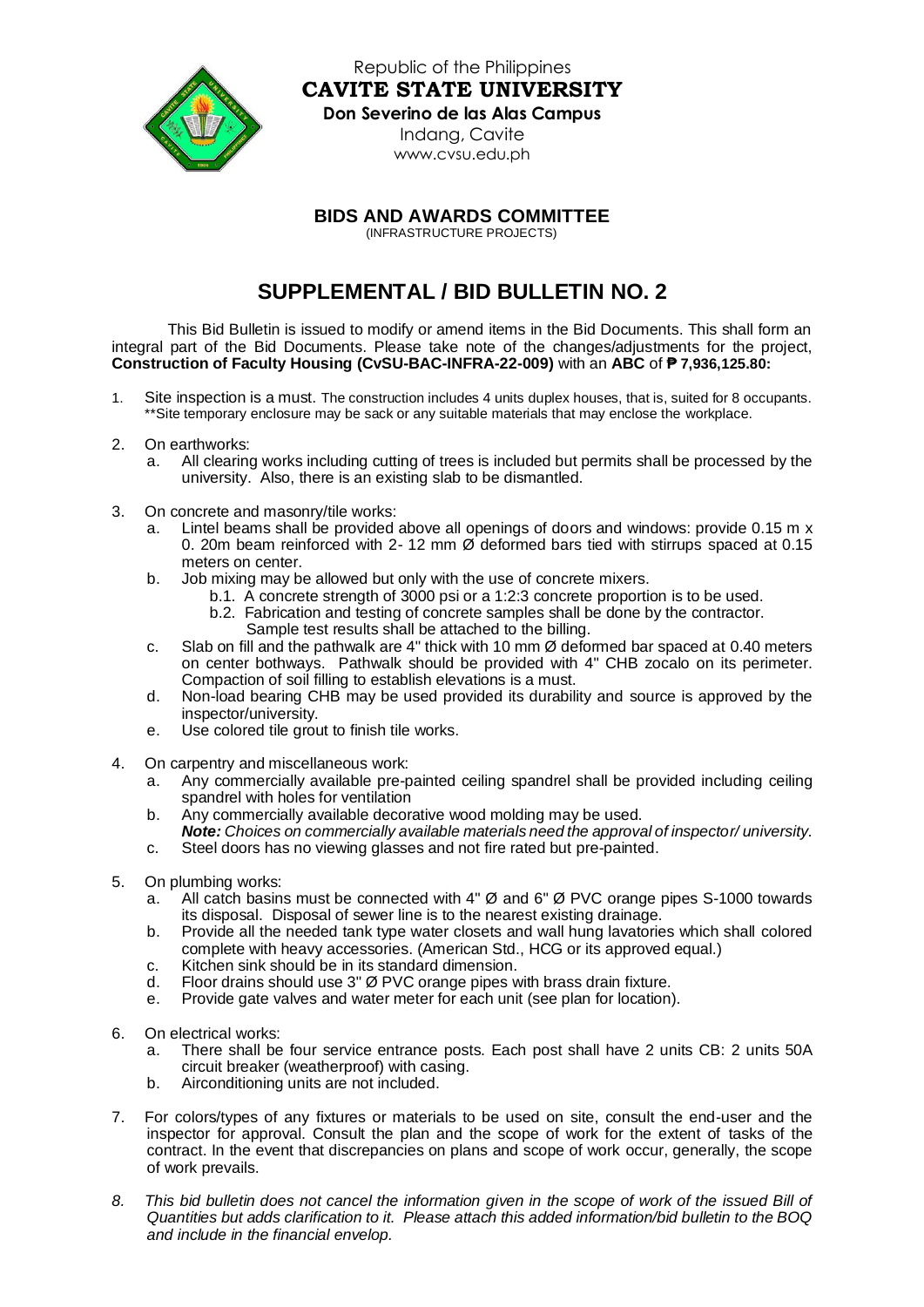Republic of the Philippines

**CAVITE STATE UNIVERSITY**

**Don Severino de las Alas Campus**

Indang, Cavite

www.cvsu.edu.ph

**BIDS AND AWARDS COMMITTEE**

(INFRASTRUCTURE PROJECTS)

# SUPPLEMENTAL / BID BULLETIN NO. 2

This Bid Bulletin is issued to modify or amend items in the Bid Documents. This shall form an integral part of the Bid Documents. Please take note of the changes/adjustments for the project, **Construction of Faculty Housing (CvSU-BAC-INFRA-22-009)** with an **ABC** of **₱ 7,936,125.80:**

1. Site inspection is a must. The construction includes 4 units duplex houses, that is, suited for 8 occupants.
   **Site temporary enclosure may be sack or any suitable materials that may enclose the workplace.

2. On earthworks:
   a. All clearing works including cutting of trees is included but permits shall be processed by the university. Also, there is an existing slab to be dismantled.

3. On concrete and masonry/tile works:
   a. Lintel beams shall be provided above all openings of doors and windows: provide 0.15 m x 0. 20m beam reinforced with 2- 12 mm Ø deformed bars tied with stirrups spaced at 0.15 meters on center.
   b. Job mixing may be allowed but only with the use of concrete mixers.
      b.1. A concrete strength of 3000 psi or a 1:2:3 concrete proportion is to be used.
      b.2. Fabrication and testing of concrete samples shall be done by the contractor. Sample test results shall be attached to the billing.
   c. Slab on fill and the pathwalk are 4" thick with 10 mm Ø deformed bar spaced at 0.40 meters on center bothways. Pathwalk should be provided with 4" CHB zocalo on its perimeter. Compaction of soil filling to establish elevations is a must.
   d. Non-load bearing CHB may be used provided its durability and source is approved by the inspector/university.
   e. Use colored tile grout to finish tile works.

4. On carpentry and miscellaneous work:
   a. Any commercially available pre-painted ceiling spandrel shall be provided including ceiling spandrel with holes for ventilation
   b. Any commercially available decorative wood molding may be used.
      ***Note:*** *Choices on commercially available materials need the approval of inspector/ university.*
   c. Steel doors has no viewing glasses and not fire rated but pre-painted.

5. On plumbing works:
   a. All catch basins must be connected with 4" Ø and 6" Ø PVC orange pipes S-1000 towards its disposal. Disposal of sewer line is to the nearest existing drainage.
   b. Provide all the needed tank type water closets and wall hung lavatories which shall colored complete with heavy accessories. (American Std., HCG or its approved equal.)
   c. Kitchen sink should be in its standard dimension.
   d. Floor drains should use 3" Ø PVC orange pipes with brass drain fixture.
   e. Provide gate valves and water meter for each unit (see plan for location).

6. On electrical works:
   a. There shall be four service entrance posts. Each post shall have 2 units CB: 2 units 50A circuit breaker (weatherproof) with casing.
   b. Airconditioning units are not included.

7. For colors/types of any fixtures or materials to be used on site, consult the end-user and the inspector for approval. Consult the plan and the scope of work for the extent of tasks of the contract. In the event that discrepancies on plans and scope of work occur, generally, the scope of work prevails.

8. *This bid bulletin does not cancel the information given in the scope of work of the issued Bill of Quantities but adds clarification to it. Please attach this added information/bid bulletin to the BOQ and include in the financial envelop.*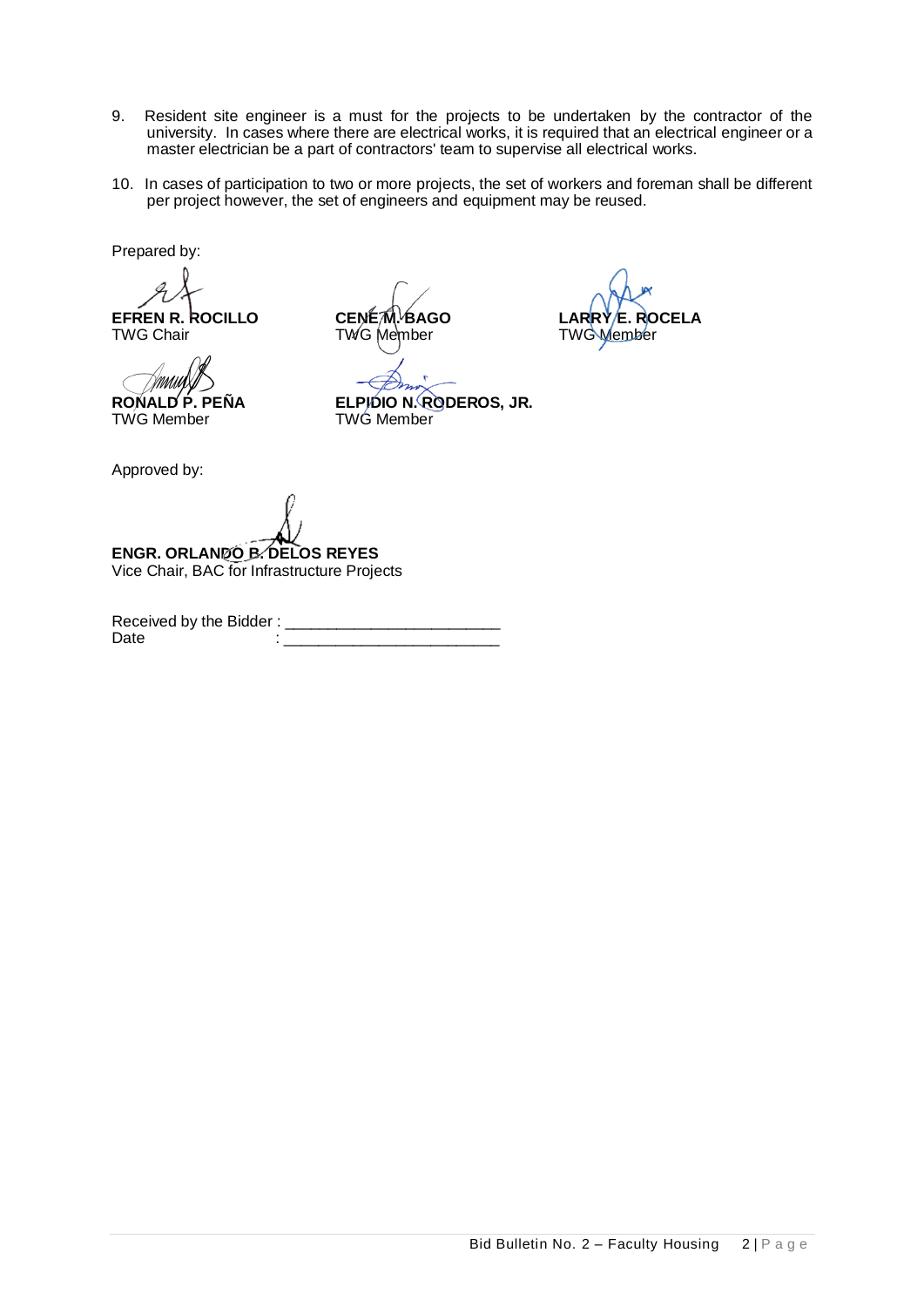9. Resident site engineer is a must for the projects to be undertaken by the contractor of the university. In cases where there are electrical works, it is required that an electrical engineer or a master electrician be a part of contractors' team to supervise all electrical works.

10. In cases of participation to two or more projects, the set of workers and foreman shall be different per project however, the set of engineers and equipment may be reused.

Prepared by:

**EFREN R. ROCILLO**
TWG Chair

**CENE M. BAGO**
TWG Member

**LARRY E. ROCELA**
TWG Member

**RONALD P. PEÑA**
TWG Member

**ELPIDIO N. RODEROS, JR.**
TWG Member

Approved by:

**ENGR. ORLANDO B. DELOS REYES**
Vice Chair, BAC for Infrastructure Projects

Received by the Bidder : ________________________
Date : ________________________